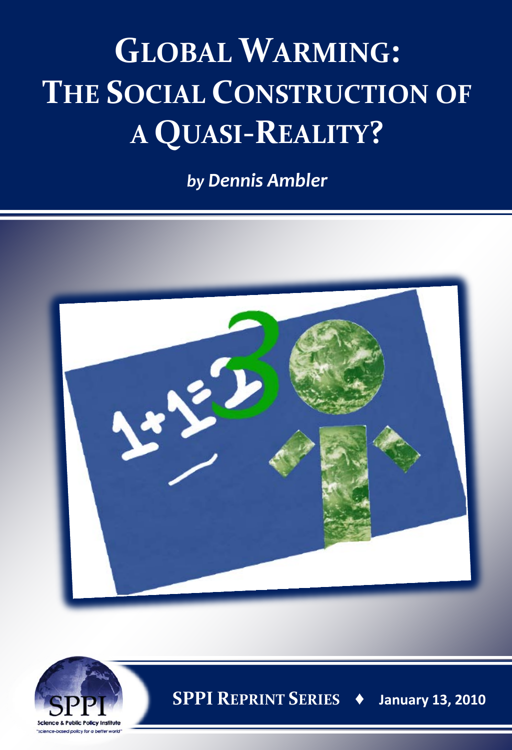# GLOBAL WARMING: THE SOCIAL CONSTRUCTION OF A QUASI-REALITY?

***by Dennis Ambler***

**SPPI REPRINT SERIES ♦ January 13, 2010**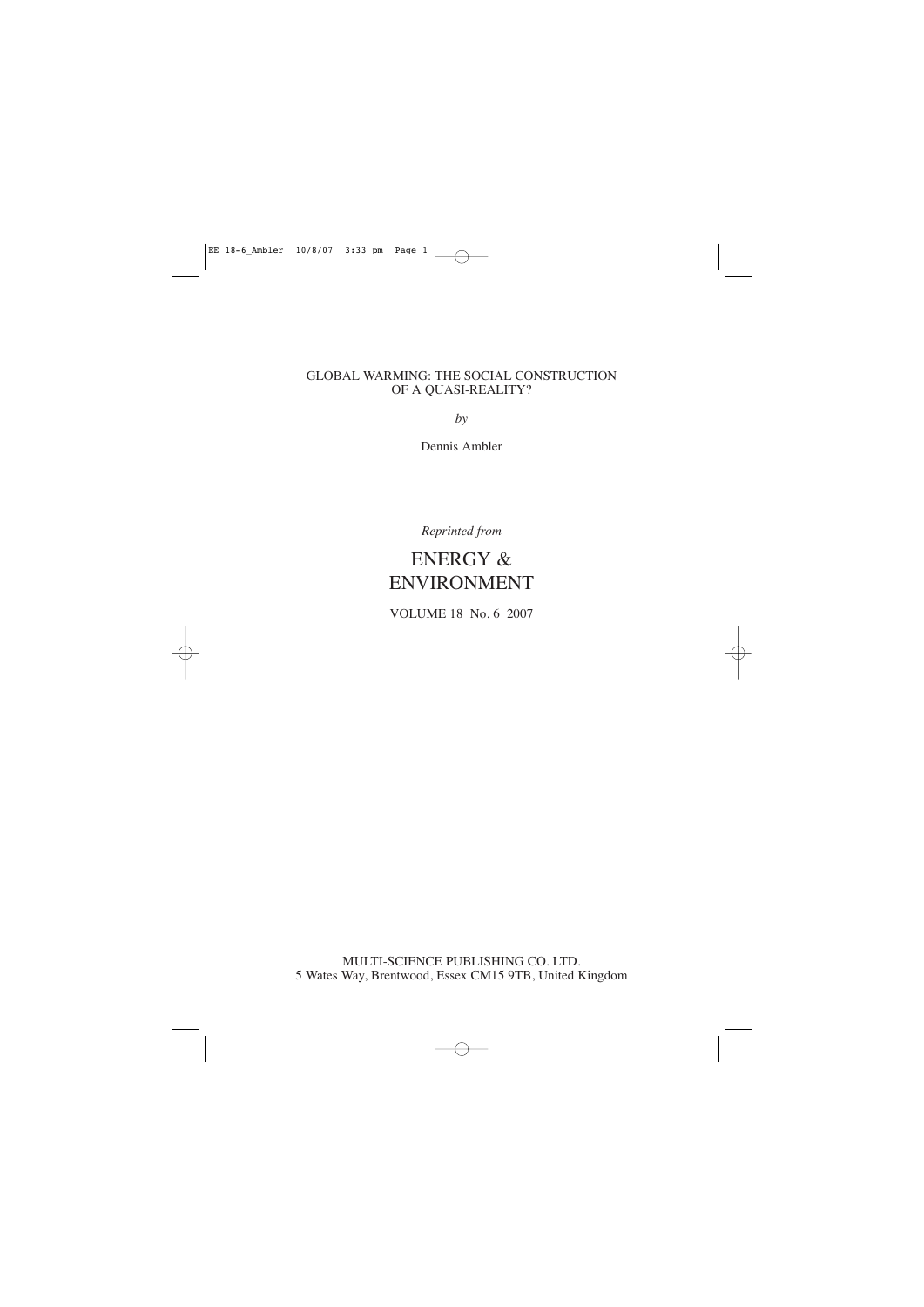GLOBAL WARMING: THE SOCIAL CONSTRUCTION OF A QUASI-REALITY?

*by*

Dennis Ambler

*Reprinted from*

# ENERGY & ENVIRONMENT

VOLUME 18 No. 6 2007

MULTI-SCIENCE PUBLISHING CO. LTD.
5 Wates Way, Brentwood, Essex CM15 9TB, United Kingdom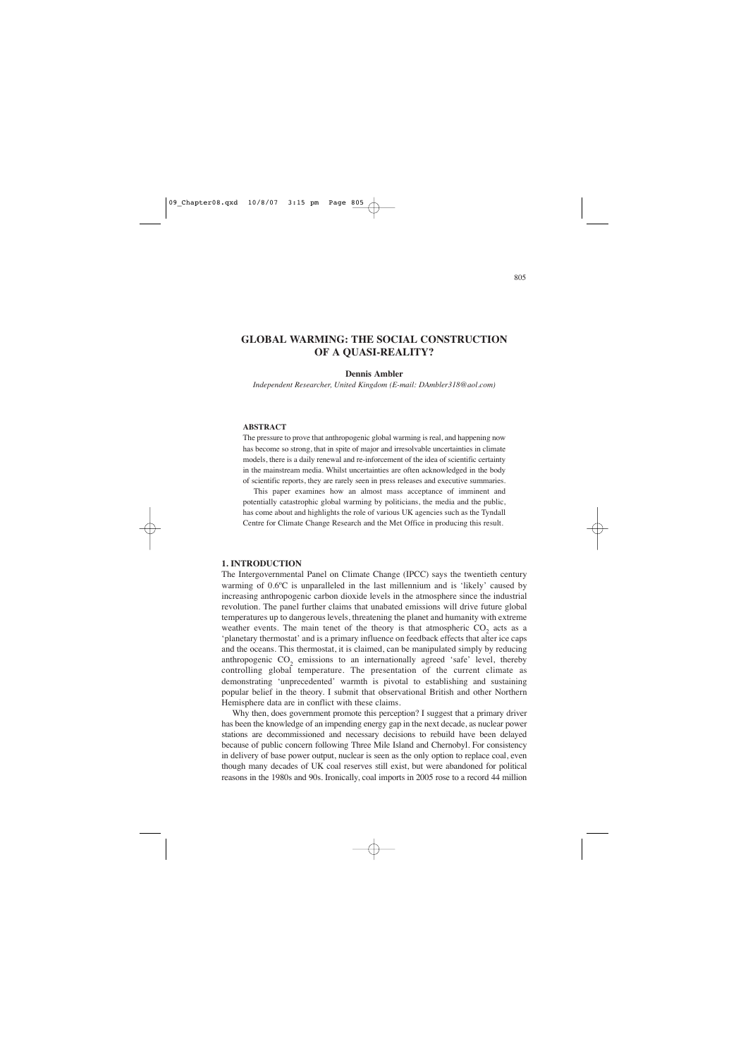# GLOBAL WARMING: THE SOCIAL CONSTRUCTION OF A QUASI-REALITY?

**Dennis Ambler**

*Independent Researcher, United Kingdom (E-mail: DAmbler318@aol.com)*

#### ABSTRACT

The pressure to prove that anthropogenic global warming is real, and happening now has become so strong, that in spite of major and irresolvable uncertainties in climate models, there is a daily renewal and re-inforcement of the idea of scientific certainty in the mainstream media. Whilst uncertainties are often acknowledged in the body of scientific reports, they are rarely seen in press releases and executive summaries.

This paper examines how an almost mass acceptance of imminent and potentially catastrophic global warming by politicians, the media and the public, has come about and highlights the role of various UK agencies such as the Tyndall Centre for Climate Change Research and the Met Office in producing this result.

## 1. INTRODUCTION

The Intergovernmental Panel on Climate Change (IPCC) says the twentieth century warming of 0.6ºC is unparalleled in the last millennium and is 'likely' caused by increasing anthropogenic carbon dioxide levels in the atmosphere since the industrial revolution. The panel further claims that unabated emissions will drive future global temperatures up to dangerous levels, threatening the planet and humanity with extreme weather events. The main tenet of the theory is that atmospheric $CO_2$ acts as a 'planetary thermostat' and is a primary influence on feedback effects that alter ice caps and the oceans. This thermostat, it is claimed, can be manipulated simply by reducing anthropogenic $CO_2$ emissions to an internationally agreed 'safe' level, thereby controlling global temperature. The presentation of the current climate as demonstrating 'unprecedented' warmth is pivotal to establishing and sustaining popular belief in the theory. I submit that observational British and other Northern Hemisphere data are in conflict with these claims.

Why then, does government promote this perception? I suggest that a primary driver has been the knowledge of an impending energy gap in the next decade, as nuclear power stations are decommissioned and necessary decisions to rebuild have been delayed because of public concern following Three Mile Island and Chernobyl. For consistency in delivery of base power output, nuclear is seen as the only option to replace coal, even though many decades of UK coal reserves still exist, but were abandoned for political reasons in the 1980s and 90s. Ironically, coal imports in 2005 rose to a record 44 million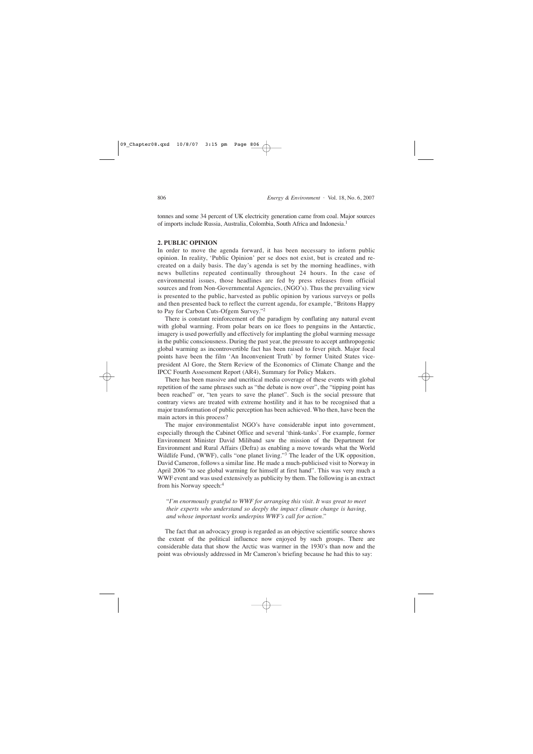tonnes and some 34 percent of UK electricity generation came from coal. Major sources of imports include Russia, Australia, Colombia, South Africa and Indonesia.[1]

## 2. PUBLIC OPINION

In order to move the agenda forward, it has been necessary to inform public opinion. In reality, 'Public Opinion' per se does not exist, but is created and re-created on a daily basis. The day's agenda is set by the morning headlines, with news bulletins repeated continually throughout 24 hours. In the case of environmental issues, those headlines are fed by press releases from official sources and from Non-Governmental Agencies, (NGO's). Thus the prevailing view is presented to the public, harvested as public opinion by various surveys or polls and then presented back to reflect the current agenda, for example, "Britons Happy to Pay for Carbon Cuts-Ofgem Survey."[2]

There is constant reinforcement of the paradigm by conflating any natural event with global warming. From polar bears on ice floes to penguins in the Antarctic, imagery is used powerfully and effectively for implanting the global warming message in the public consciousness. During the past year, the pressure to accept anthropogenic global warming as incontrovertible fact has been raised to fever pitch. Major focal points have been the film 'An Inconvenient Truth' by former United States vice-president Al Gore, the Stern Review of the Economics of Climate Change and the IPCC Fourth Assessment Report (AR4), Summary for Policy Makers.

There has been massive and uncritical media coverage of these events with global repetition of the same phrases such as "the debate is now over", the "tipping point has been reached" or, "ten years to save the planet". Such is the social pressure that contrary views are treated with extreme hostility and it has to be recognised that a major transformation of public perception has been achieved. Who then, have been the main actors in this process?

The major environmentalist NGO's have considerable input into government, especially through the Cabinet Office and several 'think-tanks'. For example, former Environment Minister David Miliband saw the mission of the Department for Environment and Rural Affairs (Defra) as enabling a move towards what the World Wildlife Fund, (WWF), calls "one planet living."[3] The leader of the UK opposition, David Cameron, follows a similar line. He made a much-publicised visit to Norway in April 2006 "to see global warming for himself at first hand". This was very much a WWF event and was used extensively as publicity by them. The following is an extract from his Norway speech:[4]

> "*I'm enormously grateful to WWF for arranging this visit. It was great to meet their experts who understand so deeply the impact climate change is having, and whose important works underpins WWF's call for action*."

The fact that an advocacy group is regarded as an objective scientific source shows the extent of the political influence now enjoyed by such groups. There are considerable data that show the Arctic was warmer in the 1930's than now and the point was obviously addressed in Mr Cameron's briefing because he had this to say: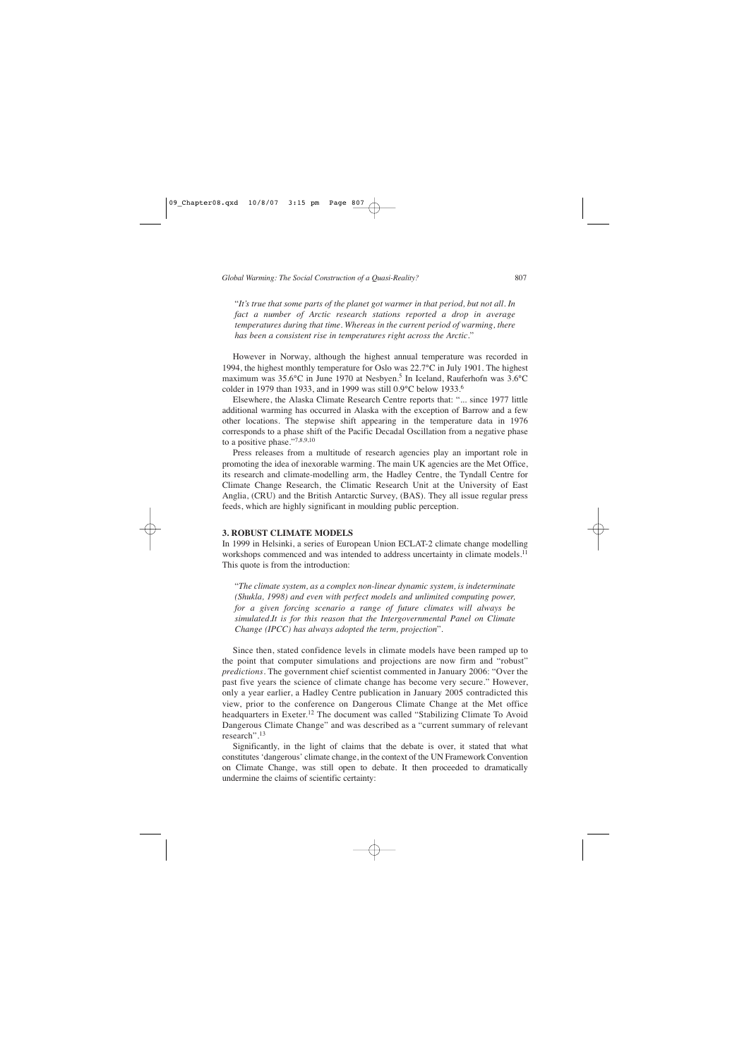"*It's true that some parts of the planet got warmer in that period, but not all. In fact a number of Arctic research stations reported a drop in average temperatures during that time. Whereas in the current period of warming, there has been a consistent rise in temperatures right across the Arctic.*"

However in Norway, although the highest annual temperature was recorded in 1994, the highest monthly temperature for Oslo was 22.7°C in July 1901. The highest maximum was 35.6°C in June 1970 at Nesbyen.[5] In Iceland, Rauferhofn was 3.6°C colder in 1979 than 1933, and in 1999 was still 0.9°C below 1933.[6]

Elsewhere, the Alaska Climate Research Centre reports that: "... since 1977 little additional warming has occurred in Alaska with the exception of Barrow and a few other locations. The stepwise shift appearing in the temperature data in 1976 corresponds to a phase shift of the Pacific Decadal Oscillation from a negative phase to a positive phase."[7,8,9,10]

Press releases from a multitude of research agencies play an important role in promoting the idea of inexorable warming. The main UK agencies are the Met Office, its research and climate-modelling arm, the Hadley Centre, the Tyndall Centre for Climate Change Research, the Climatic Research Unit at the University of East Anglia, (CRU) and the British Antarctic Survey, (BAS). They all issue regular press feeds, which are highly significant in moulding public perception.

## 3. ROBUST CLIMATE MODELS

In 1999 in Helsinki, a series of European Union ECLAT-2 climate change modelling workshops commenced and was intended to address uncertainty in climate models.[11] This quote is from the introduction:

"*The climate system, as a complex non-linear dynamic system, is indeterminate (Shukla, 1998) and even with perfect models and unlimited computing power, for a given forcing scenario a range of future climates will always be simulated.It is for this reason that the Intergovernmental Panel on Climate Change (IPCC) has always adopted the term, projection*".

Since then, stated confidence levels in climate models have been ramped up to the point that computer simulations and projections are now firm and "robust" *predictions*. The government chief scientist commented in January 2006: "Over the past five years the science of climate change has become very secure." However, only a year earlier, a Hadley Centre publication in January 2005 contradicted this view, prior to the conference on Dangerous Climate Change at the Met office headquarters in Exeter.[12] The document was called "Stabilizing Climate To Avoid Dangerous Climate Change" and was described as a "current summary of relevant research".[13]

Significantly, in the light of claims that the debate is over, it stated that what constitutes 'dangerous' climate change, in the context of the UN Framework Convention on Climate Change, was still open to debate. It then proceeded to dramatically undermine the claims of scientific certainty: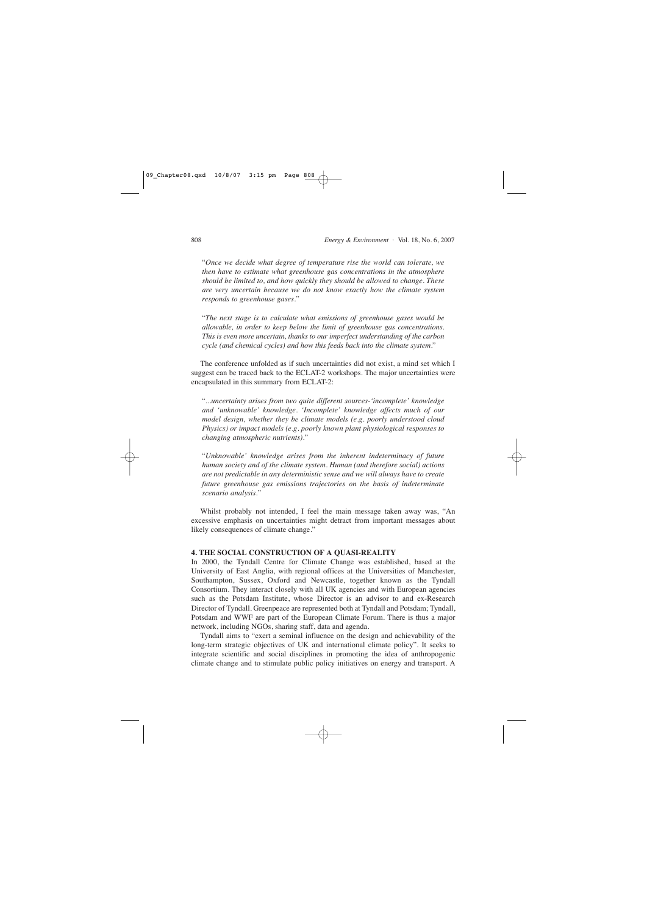"*Once we decide what degree of temperature rise the world can tolerate, we then have to estimate what greenhouse gas concentrations in the atmosphere should be limited to, and how quickly they should be allowed to change. These are very uncertain because we do not know exactly how the climate system responds to greenhouse gases*."

"*The next stage is to calculate what emissions of greenhouse gases would be allowable, in order to keep below the limit of greenhouse gas concentrations. This is even more uncertain, thanks to our imperfect understanding of the carbon cycle (and chemical cycles) and how this feeds back into the climate system*."

The conference unfolded as if such uncertainties did not exist, a mind set which I suggest can be traced back to the ECLAT-2 workshops. The major uncertainties were encapsulated in this summary from ECLAT-2:

"*...uncertainty arises from two quite different sources-'incomplete' knowledge and 'unknowable' knowledge. 'Incomplete' knowledge affects much of our model design, whether they be climate models (e.g. poorly understood cloud Physics) or impact models (e.g. poorly known plant physiological responses to changing atmospheric nutrients)*."

"*Unknowable' knowledge arises from the inherent indeterminacy of future human society and of the climate system. Human (and therefore social) actions are not predictable in any deterministic sense and we will always have to create future greenhouse gas emissions trajectories on the basis of indeterminate scenario analysis*."

Whilst probably not intended, I feel the main message taken away was, "An excessive emphasis on uncertainties might detract from important messages about likely consequences of climate change."

## 4. THE SOCIAL CONSTRUCTION OF A QUASI-REALITY

In 2000, the Tyndall Centre for Climate Change was established, based at the University of East Anglia, with regional offices at the Universities of Manchester, Southampton, Sussex, Oxford and Newcastle, together known as the Tyndall Consortium. They interact closely with all UK agencies and with European agencies such as the Potsdam Institute, whose Director is an advisor to and ex-Research Director of Tyndall. Greenpeace are represented both at Tyndall and Potsdam; Tyndall, Potsdam and WWF are part of the European Climate Forum. There is thus a major network, including NGOs, sharing staff, data and agenda.

Tyndall aims to "exert a seminal influence on the design and achievability of the long-term strategic objectives of UK and international climate policy". It seeks to integrate scientific and social disciplines in promoting the idea of anthropogenic climate change and to stimulate public policy initiatives on energy and transport. A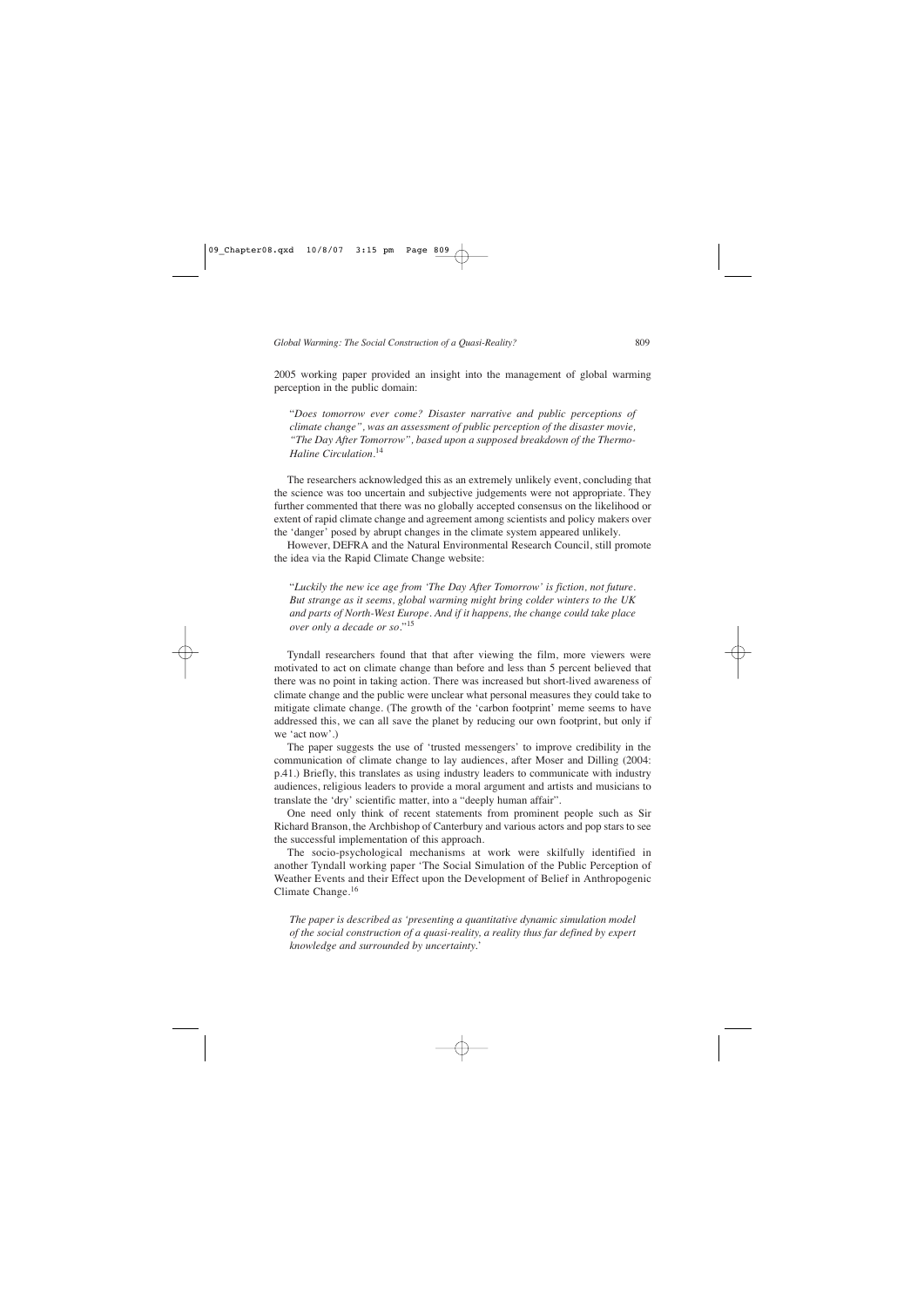2005 working paper provided an insight into the management of global warming perception in the public domain:

> "*Does tomorrow ever come? Disaster narrative and public perceptions of climate change", was an assessment of public perception of the disaster movie, "The Day After Tomorrow", based upon a supposed breakdown of the Thermo-Haline Circulation*.[14]

The researchers acknowledged this as an extremely unlikely event, concluding that the science was too uncertain and subjective judgements were not appropriate. They further commented that there was no globally accepted consensus on the likelihood or extent of rapid climate change and agreement among scientists and policy makers over the 'danger' posed by abrupt changes in the climate system appeared unlikely.

However, DEFRA and the Natural Environmental Research Council, still promote the idea via the Rapid Climate Change website:

> "*Luckily the new ice age from 'The Day After Tomorrow' is fiction, not future. But strange as it seems, global warming might bring colder winters to the UK and parts of North-West Europe. And if it happens, the change could take place over only a decade or so*."[15]

Tyndall researchers found that that after viewing the film, more viewers were motivated to act on climate change than before and less than 5 percent believed that there was no point in taking action. There was increased but short-lived awareness of climate change and the public were unclear what personal measures they could take to mitigate climate change. (The growth of the 'carbon footprint' meme seems to have addressed this, we can all save the planet by reducing our own footprint, but only if we 'act now'.)

The paper suggests the use of 'trusted messengers' to improve credibility in the communication of climate change to lay audiences, after Moser and Dilling (2004: p.41.) Briefly, this translates as using industry leaders to communicate with industry audiences, religious leaders to provide a moral argument and artists and musicians to translate the 'dry' scientific matter, into a "deeply human affair".

One need only think of recent statements from prominent people such as Sir Richard Branson, the Archbishop of Canterbury and various actors and pop stars to see the successful implementation of this approach.

The socio-psychological mechanisms at work were skilfully identified in another Tyndall working paper 'The Social Simulation of the Public Perception of Weather Events and their Effect upon the Development of Belief in Anthropogenic Climate Change.[16]

> *The paper is described as 'presenting a quantitative dynamic simulation model of the social construction of a quasi-reality, a reality thus far defined by expert knowledge and surrounded by uncertainty.'*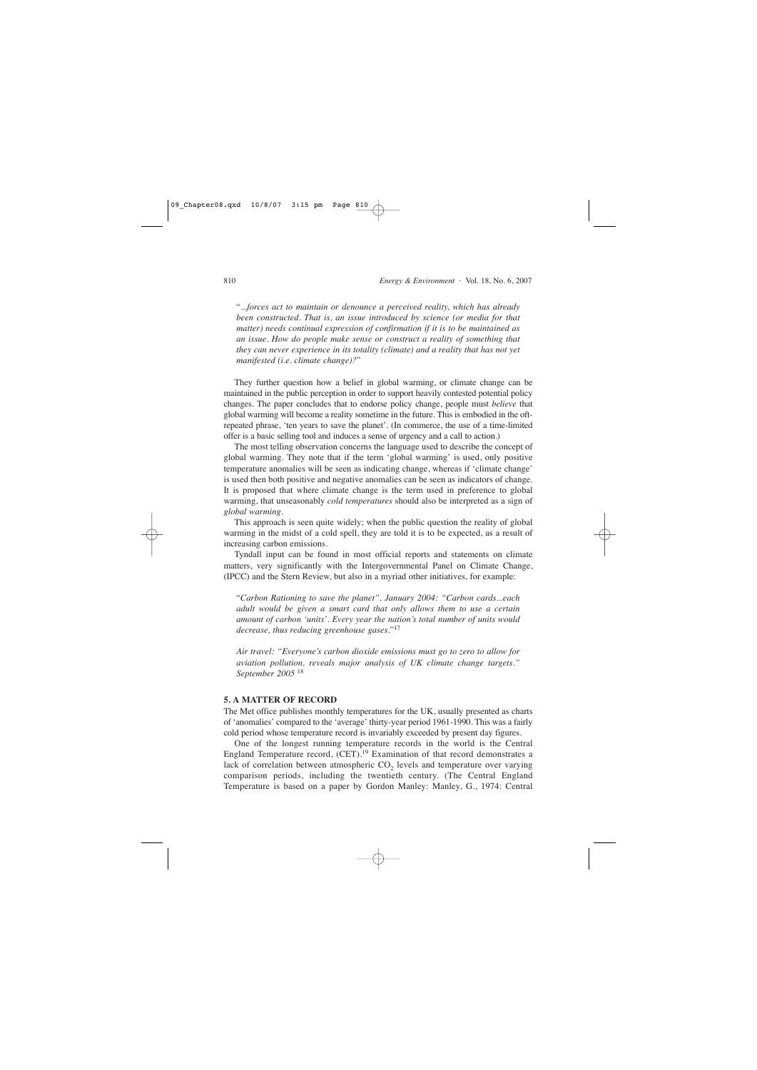"...*forces act to maintain or denounce a perceived reality, which has already been constructed. That is, an issue introduced by science (or media for that matter) needs continual expression of confirmation if it is to be maintained as an issue. How do people make sense or construct a reality of something that they can never experience in its totality (climate) and a reality that has not yet manifested (i.e. climate change)?*"

They further question how a belief in global warming, or climate change can be maintained in the public perception in order to support heavily contested potential policy changes. The paper concludes that to endorse policy change, people must *believe* that global warming will become a reality sometime in the future. This is embodied in the oft-repeated phrase, 'ten years to save the planet'. (In commerce, the use of a time-limited offer is a basic selling tool and induces a sense of urgency and a call to action.)

The most telling observation concerns the language used to describe the concept of global warming. They note that if the term 'global warming' is used, only positive temperature anomalies will be seen as indicating change, whereas if 'climate change' is used then both positive and negative anomalies can be seen as indicators of change. It is proposed that where climate change is the term used in preference to global warming, that unseasonably *cold temperatures* should also be interpreted as a sign of *global warming*.

This approach is seen quite widely; when the public question the reality of global warming in the midst of a cold spell, they are told it is to be expected, as a result of increasing carbon emissions.

Tyndall input can be found in most official reports and statements on climate matters, very significantly with the Intergovernmental Panel on Climate Change, (IPCC) and the Stern Review, but also in a myriad other initiatives, for example:

"*Carbon Rationing to save the planet", January 2004: "Carbon cards...each adult would be given a smart card that only allows them to use a certain amount of carbon 'units'. Every year the nation's total number of units would decrease, thus reducing greenhouse gases.*"[17]

*Air travel: "Everyone's carbon dioxide emissions must go to zero to allow for aviation pollution, reveals major analysis of UK climate change targets." September 2005* [18]

## 5. A MATTER OF RECORD

The Met office publishes monthly temperatures for the UK, usually presented as charts of 'anomalies' compared to the 'average' thirty-year period 1961-1990. This was a fairly cold period whose temperature record is invariably exceeded by present day figures.

One of the longest running temperature records in the world is the Central England Temperature record, (CET).[19] Examination of that record demonstrates a lack of correlation between atmospheric $CO_2$ levels and temperature over varying comparison periods, including the twentieth century. (The Central England Temperature is based on a paper by Gordon Manley: Manley, G., 1974: Central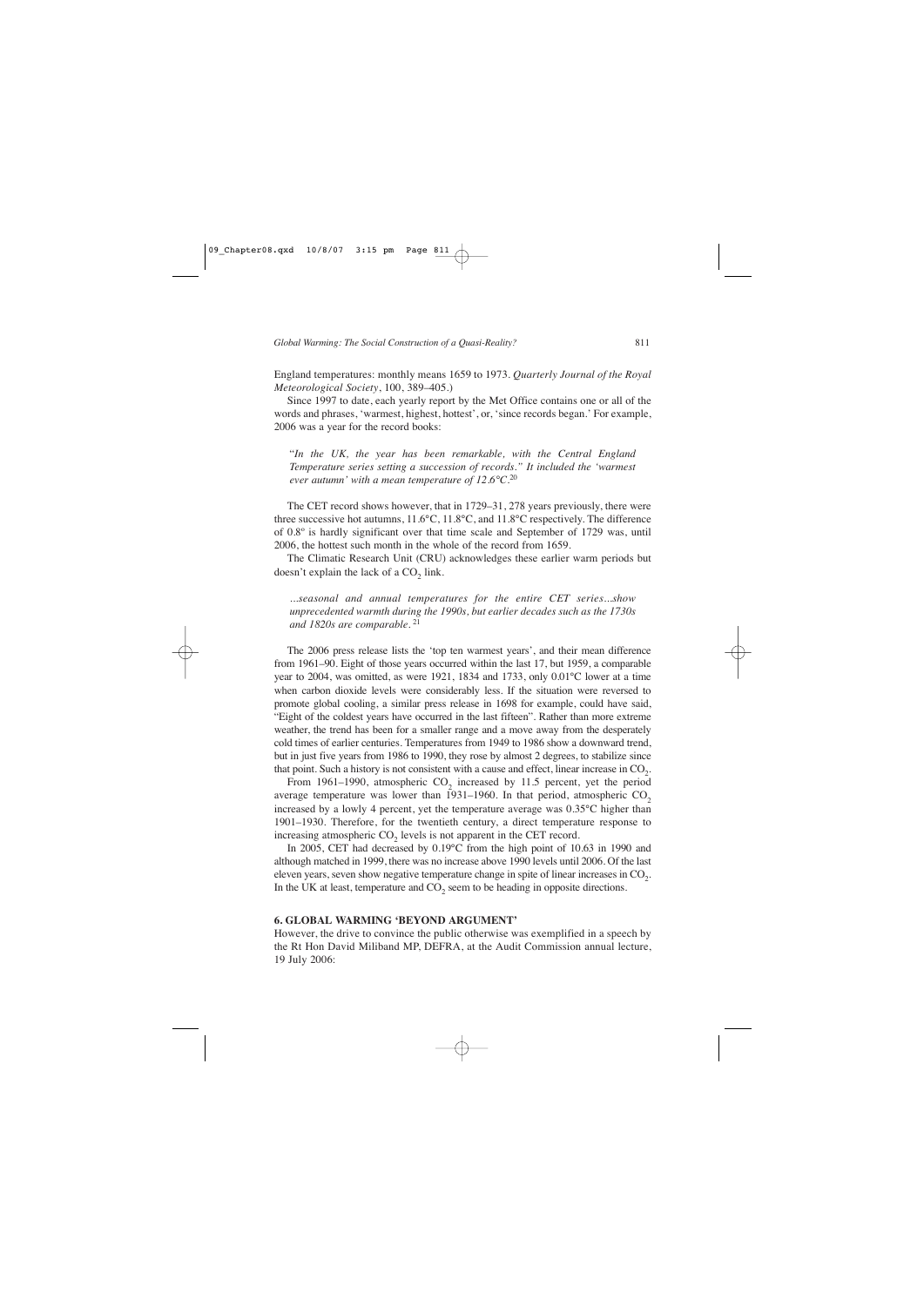England temperatures: monthly means 1659 to 1973. *Quarterly Journal of the Royal Meteorological Society*, 100, 389–405.)

Since 1997 to date, each yearly report by the Met Office contains one or all of the words and phrases, 'warmest, highest, hottest', or, 'since records began.' For example, 2006 was a year for the record books:

> "*In the UK, the year has been remarkable, with the Central England Temperature series setting a succession of records." It included the 'warmest ever autumn' with a mean temperature of 12.6°C.*[20]

The CET record shows however, that in 1729–31, 278 years previously, there were three successive hot autumns, 11.6°C, 11.8°C, and 11.8°C respectively. The difference of 0.8° is hardly significant over that time scale and September of 1729 was, until 2006, the hottest such month in the whole of the record from 1659.

The Climatic Research Unit (CRU) acknowledges these earlier warm periods but doesn't explain the lack of a $CO_2$ link.

> *...seasonal and annual temperatures for the entire CET series...show unprecedented warmth during the 1990s, but earlier decades such as the 1730s and 1820s are comparable.*[21]

The 2006 press release lists the 'top ten warmest years', and their mean difference from 1961–90. Eight of those years occurred within the last 17, but 1959, a comparable year to 2004, was omitted, as were 1921, 1834 and 1733, only 0.01°C lower at a time when carbon dioxide levels were considerably less. If the situation were reversed to promote global cooling, a similar press release in 1698 for example, could have said, "Eight of the coldest years have occurred in the last fifteen". Rather than more extreme weather, the trend has been for a smaller range and a move away from the desperately cold times of earlier centuries. Temperatures from 1949 to 1986 show a downward trend, but in just five years from 1986 to 1990, they rose by almost 2 degrees, to stabilize since that point. Such a history is not consistent with a cause and effect, linear increase in $CO_2$.

From 1961–1990, atmospheric $CO_2$ increased by 11.5 percent, yet the period average temperature was lower than 1931–1960. In that period, atmospheric $CO_2$ increased by a lowly 4 percent, yet the temperature average was 0.35°C higher than 1901–1930. Therefore, for the twentieth century, a direct temperature response to increasing atmospheric $CO_2$ levels is not apparent in the CET record.

In 2005, CET had decreased by 0.19°C from the high point of 10.63 in 1990 and although matched in 1999, there was no increase above 1990 levels until 2006. Of the last eleven years, seven show negative temperature change in spite of linear increases in $CO_2$. In the UK at least, temperature and $CO_2$ seem to be heading in opposite directions.

## 6. GLOBAL WARMING 'BEYOND ARGUMENT'

However, the drive to convince the public otherwise was exemplified in a speech by the Rt Hon David Miliband MP, DEFRA, at the Audit Commission annual lecture, 19 July 2006: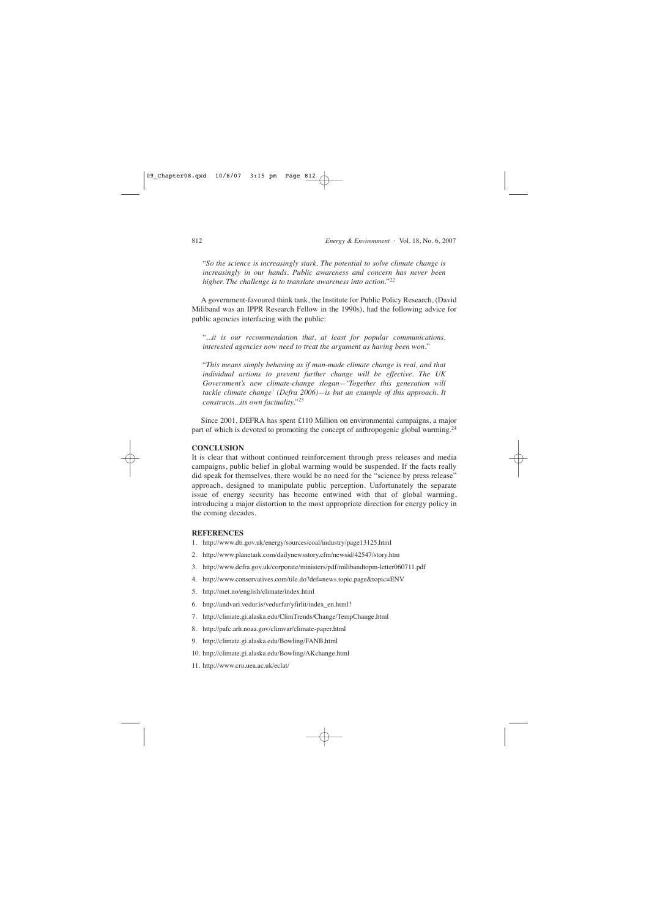"*So the science is increasingly stark. The potential to solve climate change is increasingly in our hands. Public awareness and concern has never been higher. The challenge is to translate awareness into action.*"[22]

A government-favoured think tank, the Institute for Public Policy Research, (David Miliband was an IPPR Research Fellow in the 1990s), had the following advice for public agencies interfacing with the public:

"*...it is our recommendation that, at least for popular communications, interested agencies now need to treat the argument as having been won.*"

"*This means simply behaving as if man-made climate change is real, and that individual actions to prevent further change will be effective. The UK Government's new climate-change slogan—'Together this generation will tackle climate change' (Defra 2006)—is but an example of this approach. It constructs...its own factuality.*"[23]

Since 2001, DEFRA has spent £110 Million on environmental campaigns, a major part of which is devoted to promoting the concept of anthropogenic global warming.[24]

## CONCLUSION

It is clear that without continued reinforcement through press releases and media campaigns, public belief in global warming would be suspended. If the facts really did speak for themselves, there would be no need for the "science by press release" approach, designed to manipulate public perception. Unfortunately the separate issue of energy security has become entwined with that of global warming, introducing a major distortion to the most appropriate direction for energy policy in the coming decades.

## REFERENCES

1. http://www.dti.gov.uk/energy/sources/coal/industry/page13125.html
2. http://www.planetark.com/dailynewsstory.cfm/newsid/42547/story.htm
3. http://www.defra.gov.uk/corporate/ministers/pdf/milibandtopm-letter060711.pdf
4. http://www.conservatives.com/tile.do?def=news.topic.page&topic=ENV
5. http://met.no/english/climate/index.html
6. http://andvari.vedur.is/vedurfar/yfirlit/index_en.html?
7. http://climate.gi.alaska.edu/ClimTrends/Change/TempChange.html
8. http://pafc.arh.noaa.gov/climvar/climate-paper.html
9. http://climate.gi.alaska.edu/Bowling/FANB.html
10. http://climate.gi.alaska.edu/Bowling/AKchange.html
11. http://www.cru.uea.ac.uk/eclat/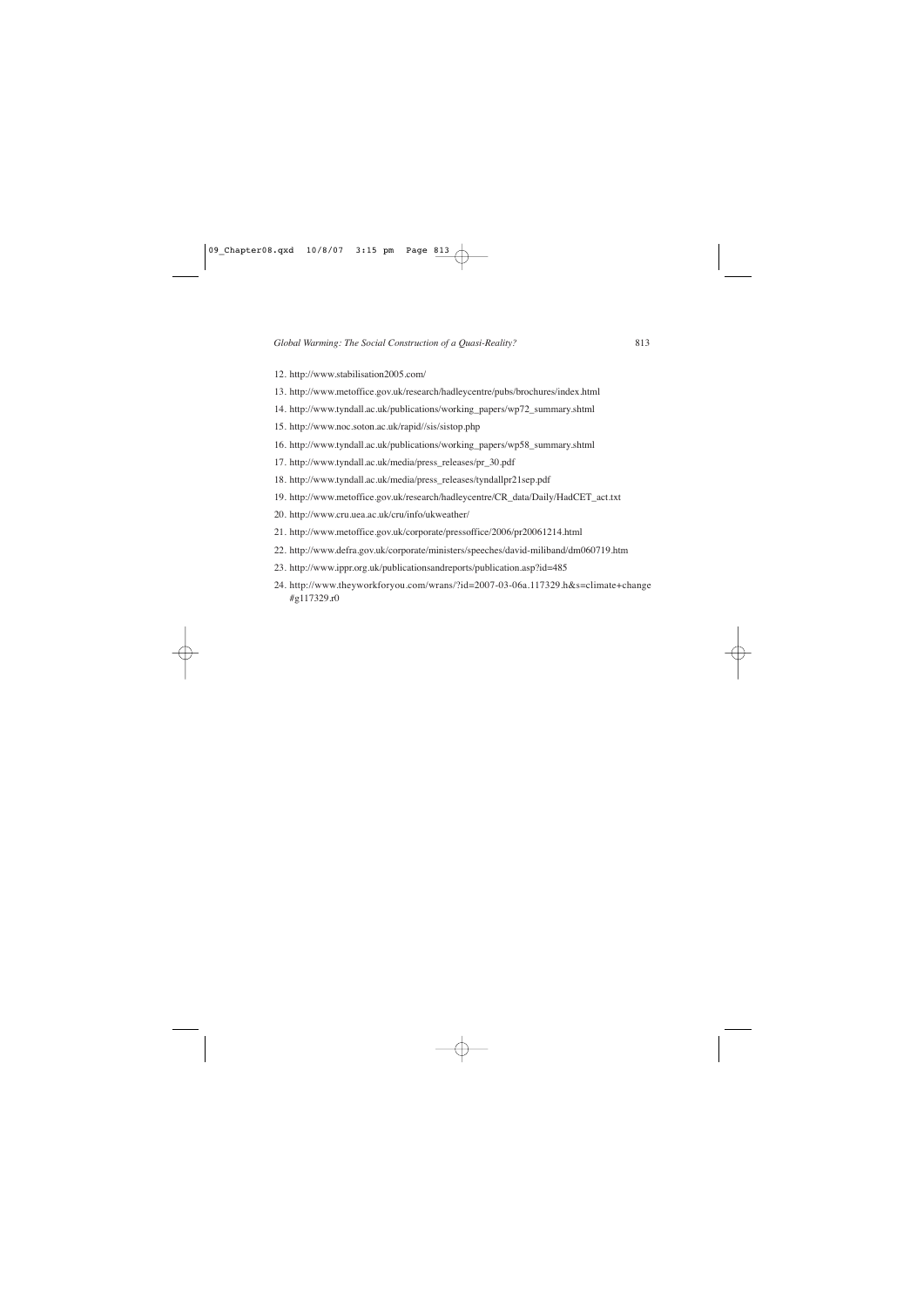12. http://www.stabilisation2005.com/
13. http://www.metoffice.gov.uk/research/hadleycentre/pubs/brochures/index.html
14. http://www.tyndall.ac.uk/publications/working_papers/wp72_summary.shtml
15. http://www.noc.soton.ac.uk/rapid//sis/sistop.php
16. http://www.tyndall.ac.uk/publications/working_papers/wp58_summary.shtml
17. http://www.tyndall.ac.uk/media/press_releases/pr_30.pdf
18. http://www.tyndall.ac.uk/media/press_releases/tyndallpr21sep.pdf
19. http://www.metoffice.gov.uk/research/hadleycentre/CR_data/Daily/HadCET_act.txt
20. http://www.cru.uea.ac.uk/cru/info/ukweather/
21. http://www.metoffice.gov.uk/corporate/pressoffice/2006/pr20061214.html
22. http://www.defra.gov.uk/corporate/ministers/speeches/david-miliband/dm060719.htm
23. http://www.ippr.org.uk/publicationsandreports/publication.asp?id=485
24. http://www.theyworkforyou.com/wrans/?id=2007-03-06a.117329.h&s=climate+change#g117329.r0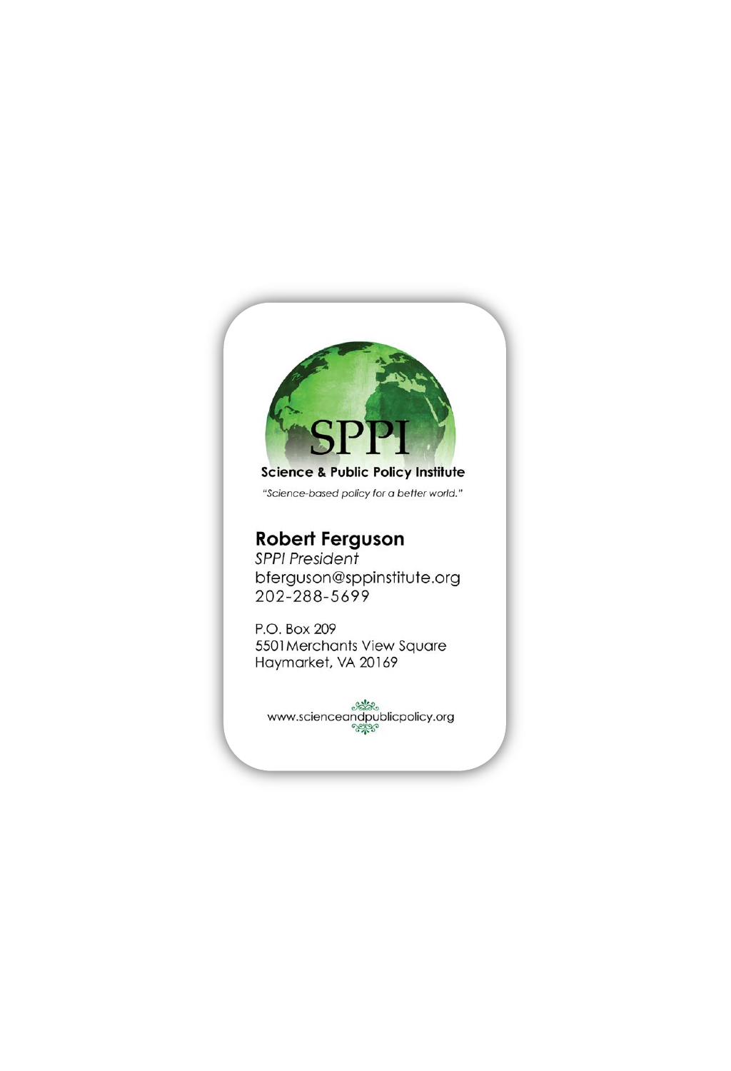SPPI

Science & Public Policy Institute

*"Science-based policy for a better world."*

**Robert Ferguson**
*SPPI President*
bferguson@sppinstitute.org
202-288-5699

P.O. Box 209
5501 Merchants View Square
Haymarket, VA 20169

www.scienceandpublicpolicy.org